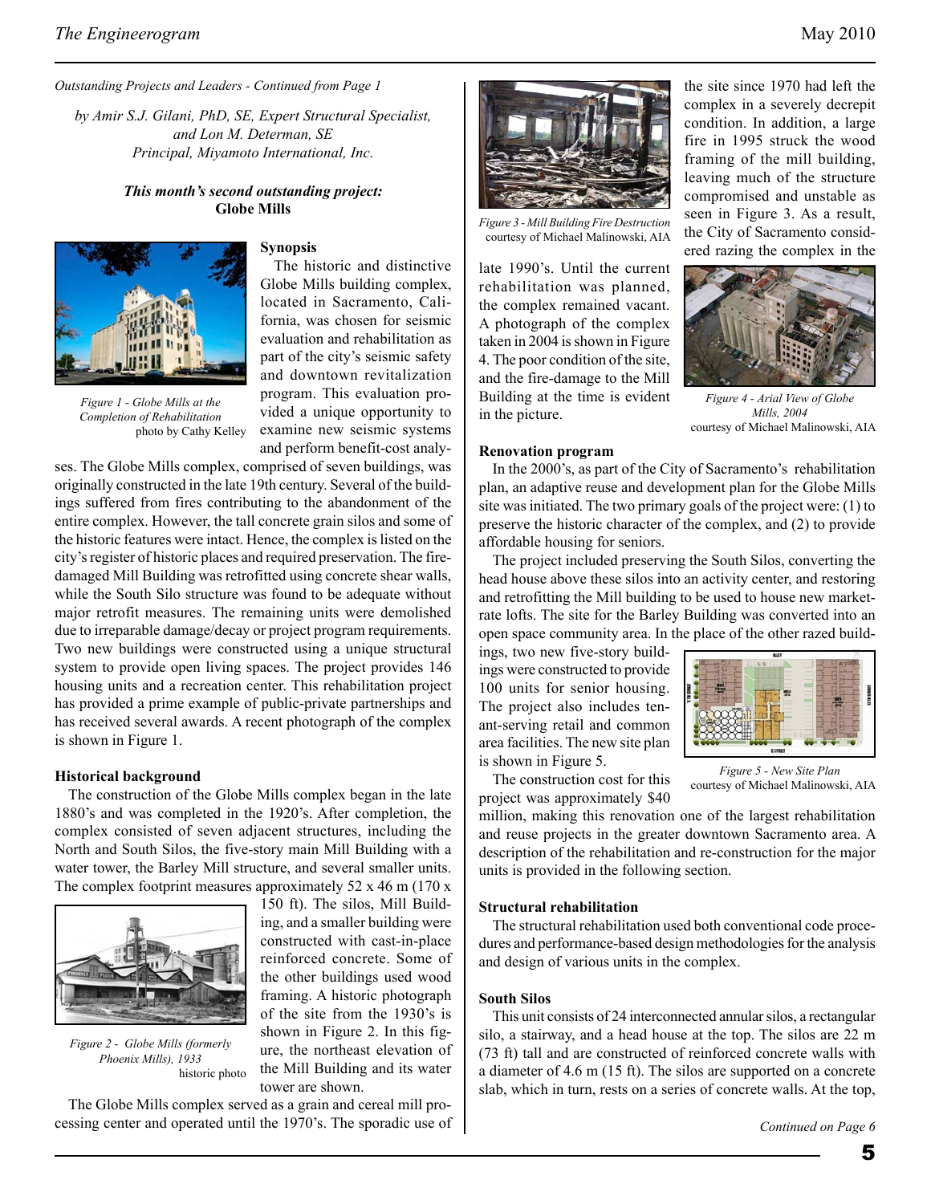*Outstanding Projects and Leaders - Continued from Page 1*

*by Amir S.J. Gilani, PhD, SE, Expert Structural Specialist, and Lon M. Determan, SE*
*Principal, Miyamoto International, Inc.*

***This month's second outstanding project:***
**Globe Mills**

*Figure 1 - Globe Mills at the Completion of Rehabilitation*
photo by Cathy Kelley

**Synopsis**

The historic and distinctive Globe Mills building complex, located in Sacramento, California, was chosen for seismic evaluation and rehabilitation as part of the city's seismic safety and downtown revitalization program. This evaluation provided a unique opportunity to examine new seismic systems and perform benefit-cost analyses. The Globe Mills complex, comprised of seven buildings, was originally constructed in the late 19th century. Several of the buildings suffered from fires contributing to the abandonment of the entire complex. However, the tall concrete grain silos and some of the historic features were intact. Hence, the complex is listed on the city's register of historic places and required preservation. The fire-damaged Mill Building was retrofitted using concrete shear walls, while the South Silo structure was found to be adequate without major retrofit measures. The remaining units were demolished due to irreparable damage/decay or project program requirements. Two new buildings were constructed using a unique structural system to provide open living spaces. The project provides 146 housing units and a recreation center. This rehabilitation project has provided a prime example of public-private partnerships and has received several awards. A recent photograph of the complex is shown in Figure 1.

**Historical background**

The construction of the Globe Mills complex began in the late 1880's and was completed in the 1920's. After completion, the complex consisted of seven adjacent structures, including the North and South Silos, the five-story main Mill Building with a water tower, the Barley Mill structure, and several smaller units. The complex footprint measures approximately 52 x 46 m (170 x 150 ft). The silos, Mill Building, and a smaller building were constructed with cast-in-place reinforced concrete. Some of the other buildings used wood framing. A historic photograph of the site from the 1930's is shown in Figure 2. In this figure, the northeast elevation of the Mill Building and its water tower are shown.

*Figure 2 - Globe Mills (formerly Phoenix Mills), 1933*
historic photo

The Globe Mills complex served as a grain and cereal mill processing center and operated until the 1970's. The sporadic use of the site since 1970 had left the complex in a severely decrepit condition. In addition, a large fire in 1995 struck the wood framing of the mill building, leaving much of the structure compromised and unstable as seen in Figure 3. As a result, the City of Sacramento considered razing the complex in the late 1990's. Until the current rehabilitation was planned, the complex remained vacant. A photograph of the complex taken in 2004 is shown in Figure 4. The poor condition of the site, and the fire-damage to the Mill Building at the time is evident in the picture.

*Figure 3 - Mill Building Fire Destruction*
courtesy of Michael Malinowski, AIA

*Figure 4 - Arial View of Globe Mills, 2004*
courtesy of Michael Malinowski, AIA

**Renovation program**

In the 2000's, as part of the City of Sacramento's rehabilitation plan, an adaptive reuse and development plan for the Globe Mills site was initiated. The two primary goals of the project were: (1) to preserve the historic character of the complex, and (2) to provide affordable housing for seniors.

The project included preserving the South Silos, converting the head house above these silos into an activity center, and restoring and retrofitting the Mill building to be used to house new market-rate lofts. The site for the Barley Building was converted into an open space community area. In the place of the other razed buildings, two new five-story buildings were constructed to provide 100 units for senior housing. The project also includes tenant-serving retail and common area facilities. The new site plan is shown in Figure 5.

*Figure 5 - New Site Plan*
courtesy of Michael Malinowski, AIA

The construction cost for this project was approximately $40 million, making this renovation one of the largest rehabilitation and reuse projects in the greater downtown Sacramento area. A description of the rehabilitation and re-construction for the major units is provided in the following section.

**Structural rehabilitation**

The structural rehabilitation used both conventional code procedures and performance-based design methodologies for the analysis and design of various units in the complex.

**South Silos**

This unit consists of 24 interconnected annular silos, a rectangular silo, a stairway, and a head house at the top. The silos are 22 m (73 ft) tall and are constructed of reinforced concrete walls with a diameter of 4.6 m (15 ft). The silos are supported on a concrete slab, which in turn, rests on a series of concrete walls. At the top,

*Continued on Page 6*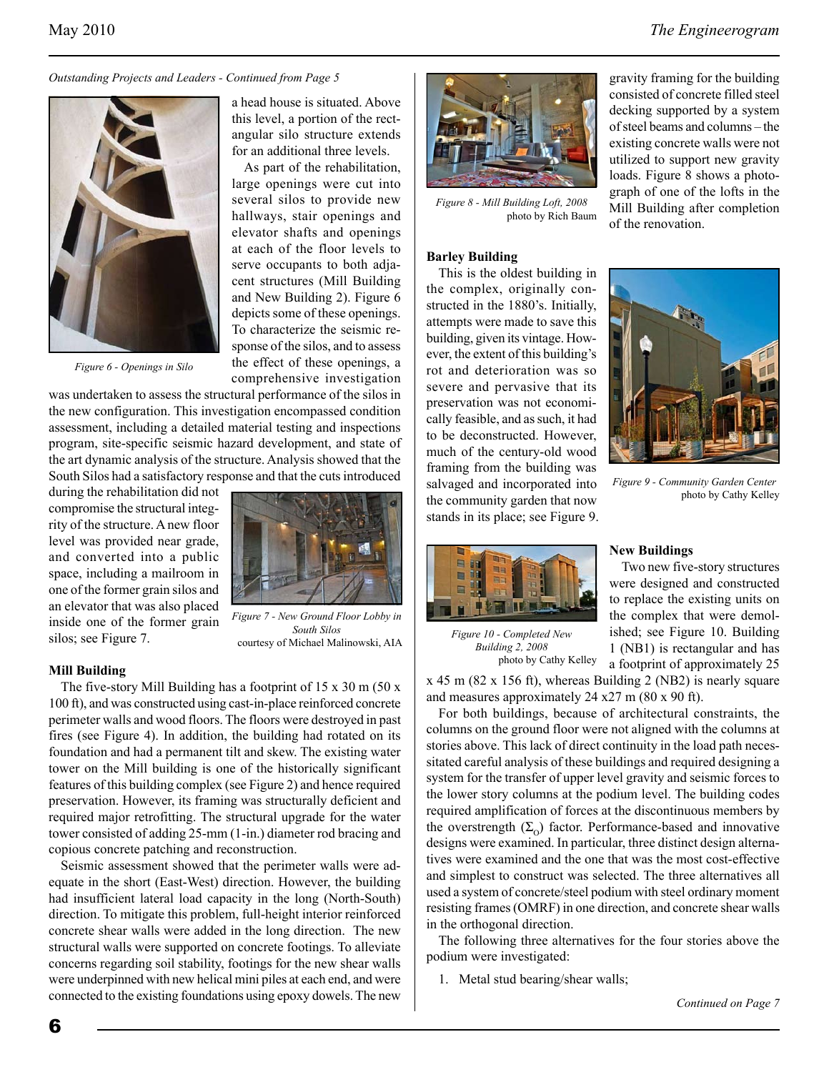*Outstanding Projects and Leaders - Continued from Page 5*

a head house is situated. Above this level, a portion of the rectangular silo structure extends for an additional three levels.

As part of the rehabilitation, large openings were cut into several silos to provide new hallways, stair openings and elevator shafts and openings at each of the floor levels to serve occupants to both adjacent structures (Mill Building and New Building 2). Figure 6 depicts some of these openings. To characterize the seismic response of the silos, and to assess the effect of these openings, a comprehensive investigation was undertaken to assess the structural performance of the silos in the new configuration. This investigation encompassed condition assessment, including a detailed material testing and inspections program, site-specific seismic hazard development, and state of the art dynamic analysis of the structure. Analysis showed that the South Silos had a satisfactory response and that the cuts introduced during the rehabilitation did not compromise the structural integrity of the structure. A new floor level was provided near grade, and converted into a public space, including a mailroom in one of the former grain silos and an elevator that was also placed inside one of the former grain silos; see Figure 7.

*Figure 6 - Openings in Silo*

*Figure 7 - New Ground Floor Lobby in South Silos*
courtesy of Michael Malinowski, AIA

**Mill Building**

The five-story Mill Building has a footprint of 15 x 30 m (50 x 100 ft), and was constructed using cast-in-place reinforced concrete perimeter walls and wood floors. The floors were destroyed in past fires (see Figure 4). In addition, the building had rotated on its foundation and had a permanent tilt and skew. The existing water tower on the Mill building is one of the historically significant features of this building complex (see Figure 2) and hence required preservation. However, its framing was structurally deficient and required major retrofitting. The structural upgrade for the water tower consisted of adding 25-mm (1-in.) diameter rod bracing and copious concrete patching and reconstruction.

Seismic assessment showed that the perimeter walls were adequate in the short (East-West) direction. However, the building had insufficient lateral load capacity in the long (North-South) direction. To mitigate this problem, full-height interior reinforced concrete shear walls were added in the long direction. The new structural walls were supported on concrete footings. To alleviate concerns regarding soil stability, footings for the new shear walls were underpinned with new helical mini piles at each end, and were connected to the existing foundations using epoxy dowels. The new gravity framing for the building consisted of concrete filled steel decking supported by a system of steel beams and columns – the existing concrete walls were not utilized to support new gravity loads. Figure 8 shows a photograph of one of the lofts in the Mill Building after completion of the renovation.

*Figure 8 - Mill Building Loft, 2008*
photo by Rich Baum

**Barley Building**

This is the oldest building in the complex, originally constructed in the 1880's. Initially, attempts were made to save this building, given its vintage. However, the extent of this building's rot and deterioration was so severe and pervasive that its preservation was not economically feasible, and as such, it had to be deconstructed. However, much of the century-old wood framing from the building was salvaged and incorporated into the community garden that now stands in its place; see Figure 9.

*Figure 9 - Community Garden Center*
photo by Cathy Kelley

*Figure 10 - Completed New Building 2, 2008*
photo by Cathy Kelley

**New Buildings**

Two new five-story structures were designed and constructed to replace the existing units on the complex that were demolished; see Figure 10. Building 1 (NB1) is rectangular and has a footprint of approximately 25 x 45 m (82 x 156 ft), whereas Building 2 (NB2) is nearly square and measures approximately 24 x27 m (80 x 90 ft).

For both buildings, because of architectural constraints, the columns on the ground floor were not aligned with the columns at stories above. This lack of direct continuity in the load path necessitated careful analysis of these buildings and required designing a system for the transfer of upper level gravity and seismic forces to the lower story columns at the podium level. The building codes required amplification of forces at the discontinuous members by the overstrength ($\Sigma_O$) factor. Performance-based and innovative designs were examined. In particular, three distinct design alternatives were examined and the one that was the most cost-effective and simplest to construct was selected. The three alternatives all used a system of concrete/steel podium with steel ordinary moment resisting frames (OMRF) in one direction, and concrete shear walls in the orthogonal direction.

The following three alternatives for the four stories above the podium were investigated:

1. Metal stud bearing/shear walls;

*Continued on Page 7*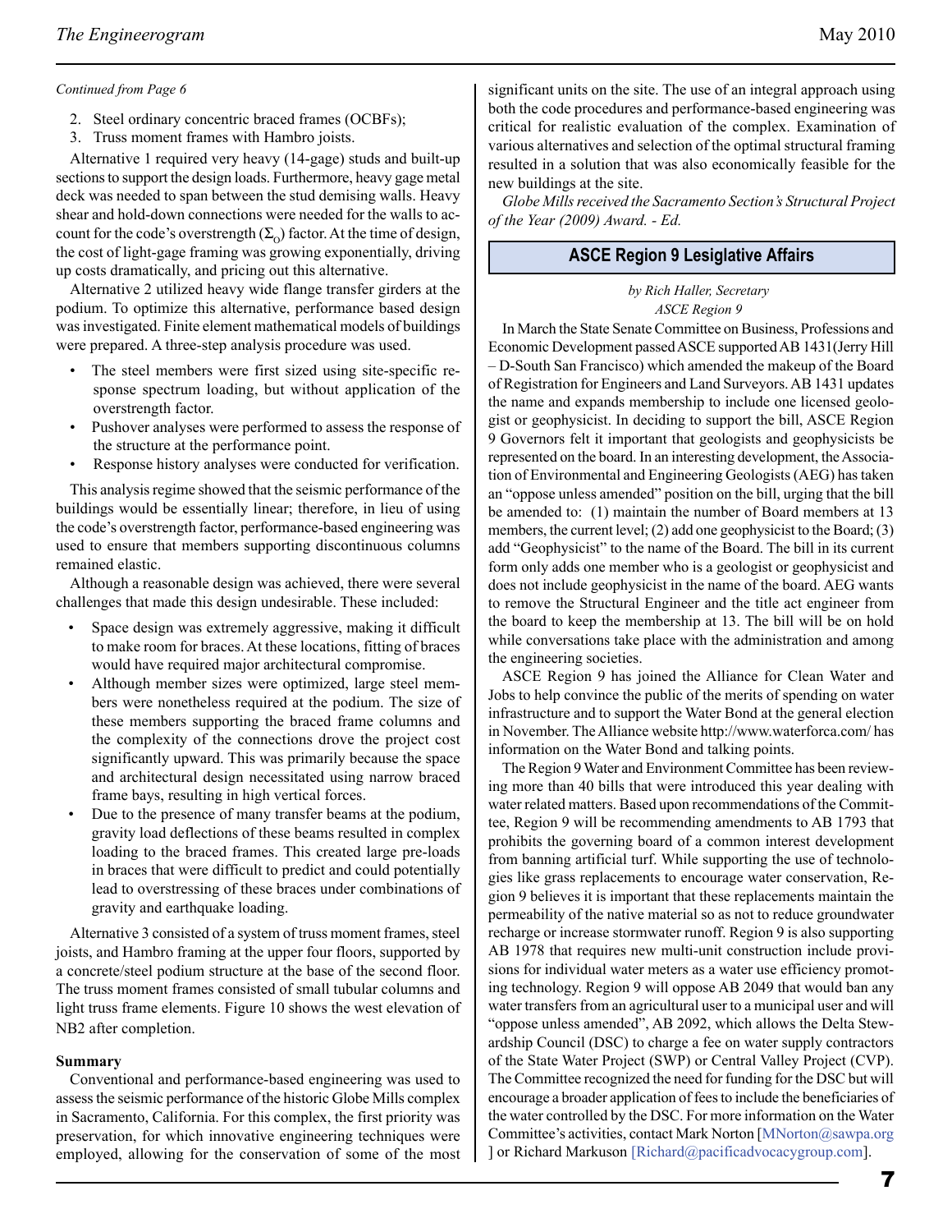*Continued from Page 6*

2. Steel ordinary concentric braced frames (OCBFs);
3. Truss moment frames with Hambro joists.

Alternative 1 required very heavy (14-gage) studs and built-up sections to support the design loads. Furthermore, heavy gage metal deck was needed to span between the stud demising walls. Heavy shear and hold-down connections were needed for the walls to account for the code's overstrength ($\Sigma_o$) factor. At the time of design, the cost of light-gage framing was growing exponentially, driving up costs dramatically, and pricing out this alternative.

Alternative 2 utilized heavy wide flange transfer girders at the podium. To optimize this alternative, performance based design was investigated. Finite element mathematical models of buildings were prepared. A three-step analysis procedure was used.

- The steel members were first sized using site-specific response spectrum loading, but without application of the overstrength factor.
- Pushover analyses were performed to assess the response of the structure at the performance point.
- Response history analyses were conducted for verification.

This analysis regime showed that the seismic performance of the buildings would be essentially linear; therefore, in lieu of using the code's overstrength factor, performance-based engineering was used to ensure that members supporting discontinuous columns remained elastic.

Although a reasonable design was achieved, there were several challenges that made this design undesirable. These included:

- Space design was extremely aggressive, making it difficult to make room for braces. At these locations, fitting of braces would have required major architectural compromise.
- Although member sizes were optimized, large steel members were nonetheless required at the podium. The size of these members supporting the braced frame columns and the complexity of the connections drove the project cost significantly upward. This was primarily because the space and architectural design necessitated using narrow braced frame bays, resulting in high vertical forces.
- Due to the presence of many transfer beams at the podium, gravity load deflections of these beams resulted in complex loading to the braced frames. This created large pre-loads in braces that were difficult to predict and could potentially lead to overstressing of these braces under combinations of gravity and earthquake loading.

Alternative 3 consisted of a system of truss moment frames, steel joists, and Hambro framing at the upper four floors, supported by a concrete/steel podium structure at the base of the second floor. The truss moment frames consisted of small tubular columns and light truss frame elements. Figure 10 shows the west elevation of NB2 after completion.

**Summary**

Conventional and performance-based engineering was used to assess the seismic performance of the historic Globe Mills complex in Sacramento, California. For this complex, the first priority was preservation, for which innovative engineering techniques were employed, allowing for the conservation of some of the most significant units on the site. The use of an integral approach using both the code procedures and performance-based engineering was critical for realistic evaluation of the complex. Examination of various alternatives and selection of the optimal structural framing resulted in a solution that was also economically feasible for the new buildings at the site.

*Globe Mills received the Sacramento Section's Structural Project of the Year (2009) Award. - Ed.*

## ASCE Region 9 Lesiglative Affairs

*by Rich Haller, Secretary*
*ASCE Region 9*

In March the State Senate Committee on Business, Professions and Economic Development passed ASCE supported AB 1431(Jerry Hill – D-South San Francisco) which amended the makeup of the Board of Registration for Engineers and Land Surveyors. AB 1431 updates the name and expands membership to include one licensed geologist or geophysicist. In deciding to support the bill, ASCE Region 9 Governors felt it important that geologists and geophysicists be represented on the board. In an interesting development, the Association of Environmental and Engineering Geologists (AEG) has taken an "oppose unless amended" position on the bill, urging that the bill be amended to: (1) maintain the number of Board members at 13 members, the current level; (2) add one geophysicist to the Board; (3) add "Geophysicist" to the name of the Board. The bill in its current form only adds one member who is a geologist or geophysicist and does not include geophysicist in the name of the board. AEG wants to remove the Structural Engineer and the title act engineer from the board to keep the membership at 13. The bill will be on hold while conversations take place with the administration and among the engineering societies.

ASCE Region 9 has joined the Alliance for Clean Water and Jobs to help convince the public of the merits of spending on water infrastructure and to support the Water Bond at the general election in November. The Alliance website http://www.waterforca.com/ has information on the Water Bond and talking points.

The Region 9 Water and Environment Committee has been reviewing more than 40 bills that were introduced this year dealing with water related matters. Based upon recommendations of the Committee, Region 9 will be recommending amendments to AB 1793 that prohibits the governing board of a common interest development from banning artificial turf. While supporting the use of technologies like grass replacements to encourage water conservation, Region 9 believes it is important that these replacements maintain the permeability of the native material so as not to reduce groundwater recharge or increase stormwater runoff. Region 9 is also supporting AB 1978 that requires new multi-unit construction include provisions for individual water meters as a water use efficiency promoting technology. Region 9 will oppose AB 2049 that would ban any water transfers from an agricultural user to a municipal user and will "oppose unless amended", AB 2092, which allows the Delta Stewardship Council (DSC) to charge a fee on water supply contractors of the State Water Project (SWP) or Central Valley Project (CVP). The Committee recognized the need for funding for the DSC but will encourage a broader application of fees to include the beneficiaries of the water controlled by the DSC. For more information on the Water Committee's activities, contact Mark Norton [MNorton@sawpa.org ] or Richard Markuson [Richard@pacificadvocacygroup.com].